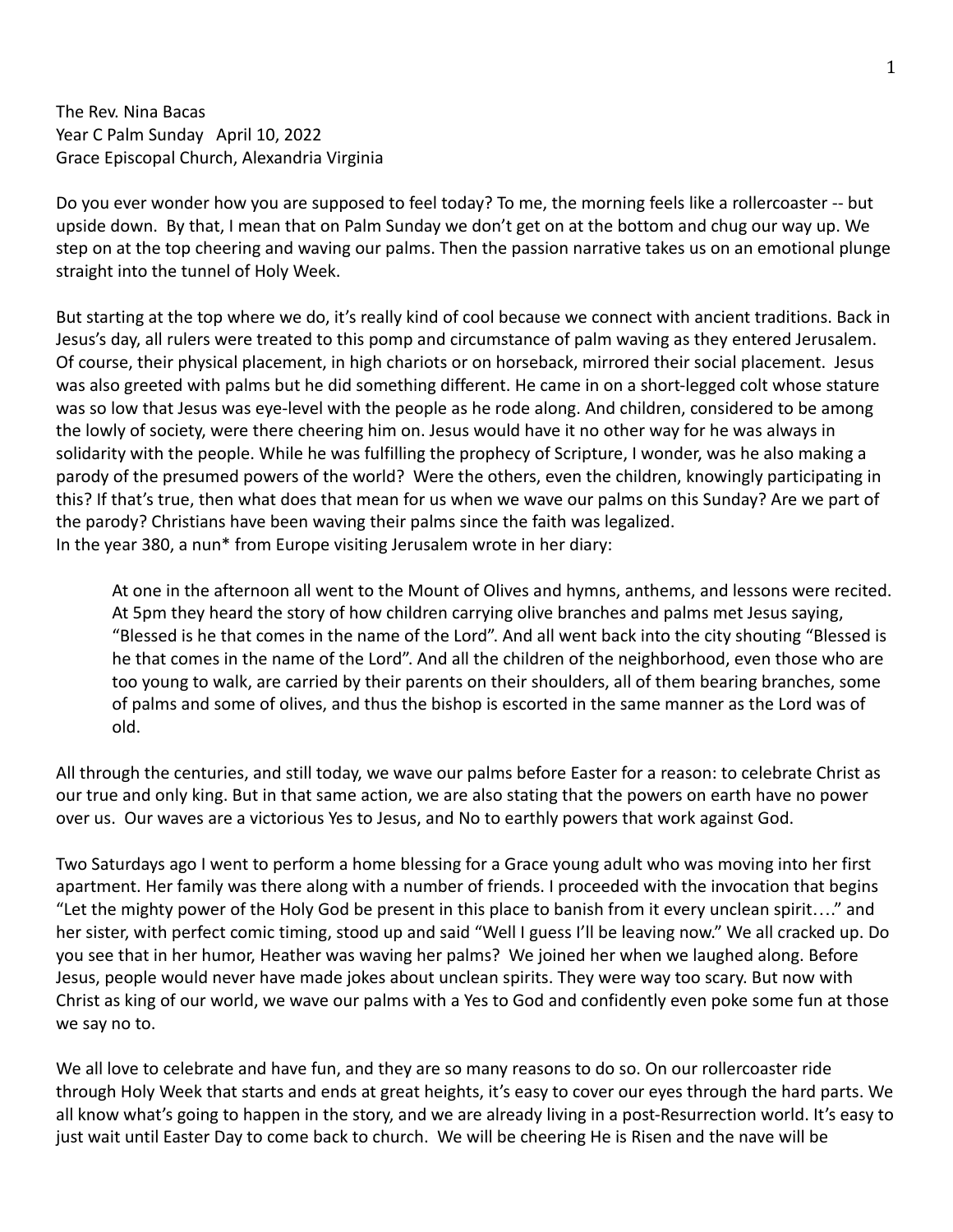The Rev. Nina Bacas
Year C Palm Sunday April 10, 2022
Grace Episcopal Church, Alexandria Virginia

Do you ever wonder how you are supposed to feel today? To me, the morning feels like a rollercoaster -- but upside down. By that, I mean that on Palm Sunday we don't get on at the bottom and chug our way up. We step on at the top cheering and waving our palms. Then the passion narrative takes us on an emotional plunge straight into the tunnel of Holy Week.

But starting at the top where we do, it's really kind of cool because we connect with ancient traditions. Back in Jesus's day, all rulers were treated to this pomp and circumstance of palm waving as they entered Jerusalem. Of course, their physical placement, in high chariots or on horseback, mirrored their social placement. Jesus was also greeted with palms but he did something different. He came in on a short-legged colt whose stature was so low that Jesus was eye-level with the people as he rode along. And children, considered to be among the lowly of society, were there cheering him on. Jesus would have it no other way for he was always in solidarity with the people. While he was fulfilling the prophecy of Scripture, I wonder, was he also making a parody of the presumed powers of the world? Were the others, even the children, knowingly participating in this? If that's true, then what does that mean for us when we wave our palms on this Sunday? Are we part of the parody? Christians have been waving their palms since the faith was legalized.
In the year 380, a nun* from Europe visiting Jerusalem wrote in her diary:

> At one in the afternoon all went to the Mount of Olives and hymns, anthems, and lessons were recited. At 5pm they heard the story of how children carrying olive branches and palms met Jesus saying, "Blessed is he that comes in the name of the Lord". And all went back into the city shouting "Blessed is he that comes in the name of the Lord". And all the children of the neighborhood, even those who are too young to walk, are carried by their parents on their shoulders, all of them bearing branches, some of palms and some of olives, and thus the bishop is escorted in the same manner as the Lord was of old.

All through the centuries, and still today, we wave our palms before Easter for a reason: to celebrate Christ as our true and only king. But in that same action, we are also stating that the powers on earth have no power over us. Our waves are a victorious Yes to Jesus, and No to earthly powers that work against God.

Two Saturdays ago I went to perform a home blessing for a Grace young adult who was moving into her first apartment. Her family was there along with a number of friends. I proceeded with the invocation that begins "Let the mighty power of the Holy God be present in this place to banish from it every unclean spirit…." and her sister, with perfect comic timing, stood up and said "Well I guess I'll be leaving now." We all cracked up. Do you see that in her humor, Heather was waving her palms? We joined her when we laughed along. Before Jesus, people would never have made jokes about unclean spirits. They were way too scary. But now with Christ as king of our world, we wave our palms with a Yes to God and confidently even poke some fun at those we say no to.

We all love to celebrate and have fun, and they are so many reasons to do so. On our rollercoaster ride through Holy Week that starts and ends at great heights, it's easy to cover our eyes through the hard parts. We all know what's going to happen in the story, and we are already living in a post-Resurrection world. It's easy to just wait until Easter Day to come back to church. We will be cheering He is Risen and the nave will be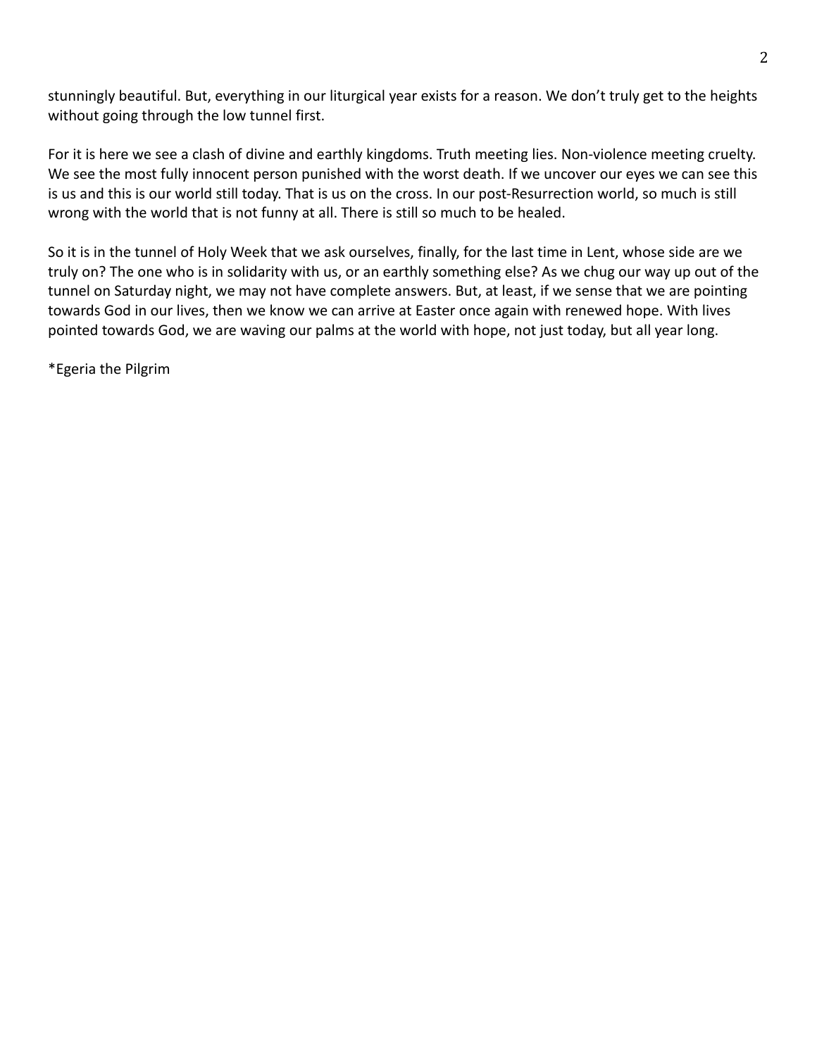stunningly beautiful. But, everything in our liturgical year exists for a reason. We don't truly get to the heights without going through the low tunnel first.

For it is here we see a clash of divine and earthly kingdoms. Truth meeting lies. Non-violence meeting cruelty. We see the most fully innocent person punished with the worst death. If we uncover our eyes we can see this is us and this is our world still today. That is us on the cross. In our post-Resurrection world, so much is still wrong with the world that is not funny at all. There is still so much to be healed.

So it is in the tunnel of Holy Week that we ask ourselves, finally, for the last time in Lent, whose side are we truly on? The one who is in solidarity with us, or an earthly something else? As we chug our way up out of the tunnel on Saturday night, we may not have complete answers. But, at least, if we sense that we are pointing towards God in our lives, then we know we can arrive at Easter once again with renewed hope. With lives pointed towards God, we are waving our palms at the world with hope, not just today, but all year long.

*Egeria the Pilgrim